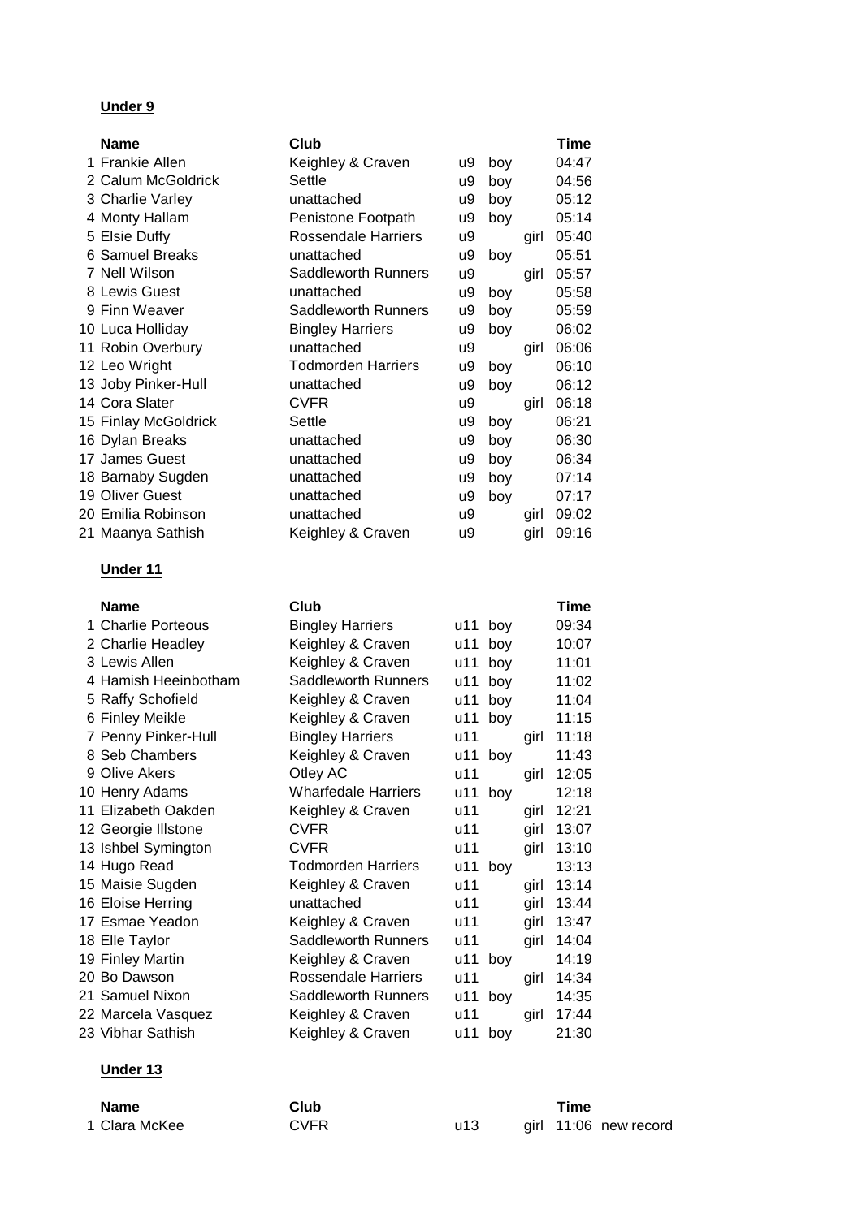**Under 9**

| | Name | Club | | | | Time |
|---|---|---|---|---|---|---|
| 1 | Frankie Allen | Keighley & Craven | u9 | boy | | 04:47 |
| 2 | Calum McGoldrick | Settle | u9 | boy | | 04:56 |
| 3 | Charlie Varley | unattached | u9 | boy | | 05:12 |
| 4 | Monty Hallam | Penistone Footpath | u9 | boy | | 05:14 |
| 5 | Elsie Duffy | Rossendale Harriers | u9 | | girl | 05:40 |
| 6 | Samuel Breaks | unattached | u9 | boy | | 05:51 |
| 7 | Nell Wilson | Saddleworth Runners | u9 | | girl | 05:57 |
| 8 | Lewis Guest | unattached | u9 | boy | | 05:58 |
| 9 | Finn Weaver | Saddleworth Runners | u9 | boy | | 05:59 |
| 10 | Luca Holliday | Bingley Harriers | u9 | boy | | 06:02 |
| 11 | Robin Overbury | unattached | u9 | | girl | 06:06 |
| 12 | Leo Wright | Todmorden Harriers | u9 | boy | | 06:10 |
| 13 | Joby Pinker-Hull | unattached | u9 | boy | | 06:12 |
| 14 | Cora Slater | CVFR | u9 | | girl | 06:18 |
| 15 | Finlay McGoldrick | Settle | u9 | boy | | 06:21 |
| 16 | Dylan Breaks | unattached | u9 | boy | | 06:30 |
| 17 | James Guest | unattached | u9 | boy | | 06:34 |
| 18 | Barnaby Sugden | unattached | u9 | boy | | 07:14 |
| 19 | Oliver Guest | unattached | u9 | boy | | 07:17 |
| 20 | Emilia Robinson | unattached | u9 | | girl | 09:02 |
| 21 | Maanya Sathish | Keighley & Craven | u9 | | girl | 09:16 |

**Under 11**

| | Name | Club | | | | Time |
|---|---|---|---|---|---|---|
| 1 | Charlie Porteous | Bingley Harriers | u11 | boy | | 09:34 |
| 2 | Charlie Headley | Keighley & Craven | u11 | boy | | 10:07 |
| 3 | Lewis Allen | Keighley & Craven | u11 | boy | | 11:01 |
| 4 | Hamish Heeinbotham | Saddleworth Runners | u11 | boy | | 11:02 |
| 5 | Raffy Schofield | Keighley & Craven | u11 | boy | | 11:04 |
| 6 | Finley Meikle | Keighley & Craven | u11 | boy | | 11:15 |
| 7 | Penny Pinker-Hull | Bingley Harriers | u11 | | girl | 11:18 |
| 8 | Seb Chambers | Keighley & Craven | u11 | boy | | 11:43 |
| 9 | Olive Akers | Otley AC | u11 | | girl | 12:05 |
| 10 | Henry Adams | Wharfedale Harriers | u11 | boy | | 12:18 |
| 11 | Elizabeth Oakden | Keighley & Craven | u11 | | girl | 12:21 |
| 12 | Georgie Illstone | CVFR | u11 | | girl | 13:07 |
| 13 | Ishbel Symington | CVFR | u11 | | girl | 13:10 |
| 14 | Hugo Read | Todmorden Harriers | u11 | boy | | 13:13 |
| 15 | Maisie Sugden | Keighley & Craven | u11 | | girl | 13:14 |
| 16 | Eloise Herring | unattached | u11 | | girl | 13:44 |
| 17 | Esmae Yeadon | Keighley & Craven | u11 | | girl | 13:47 |
| 18 | Elle Taylor | Saddleworth Runners | u11 | | girl | 14:04 |
| 19 | Finley Martin | Keighley & Craven | u11 | boy | | 14:19 |
| 20 | Bo Dawson | Rossendale Harriers | u11 | | girl | 14:34 |
| 21 | Samuel Nixon | Saddleworth Runners | u11 | boy | | 14:35 |
| 22 | Marcela Vasquez | Keighley & Craven | u11 | | girl | 17:44 |
| 23 | Vibhar Sathish | Keighley & Craven | u11 | boy | | 21:30 |

**Under 13**

| | Name | Club | | | | Time | |
|---|---|---|---|---|---|---|---|
| 1 | Clara McKee | CVFR | u13 | | girl | 11:06 | new record |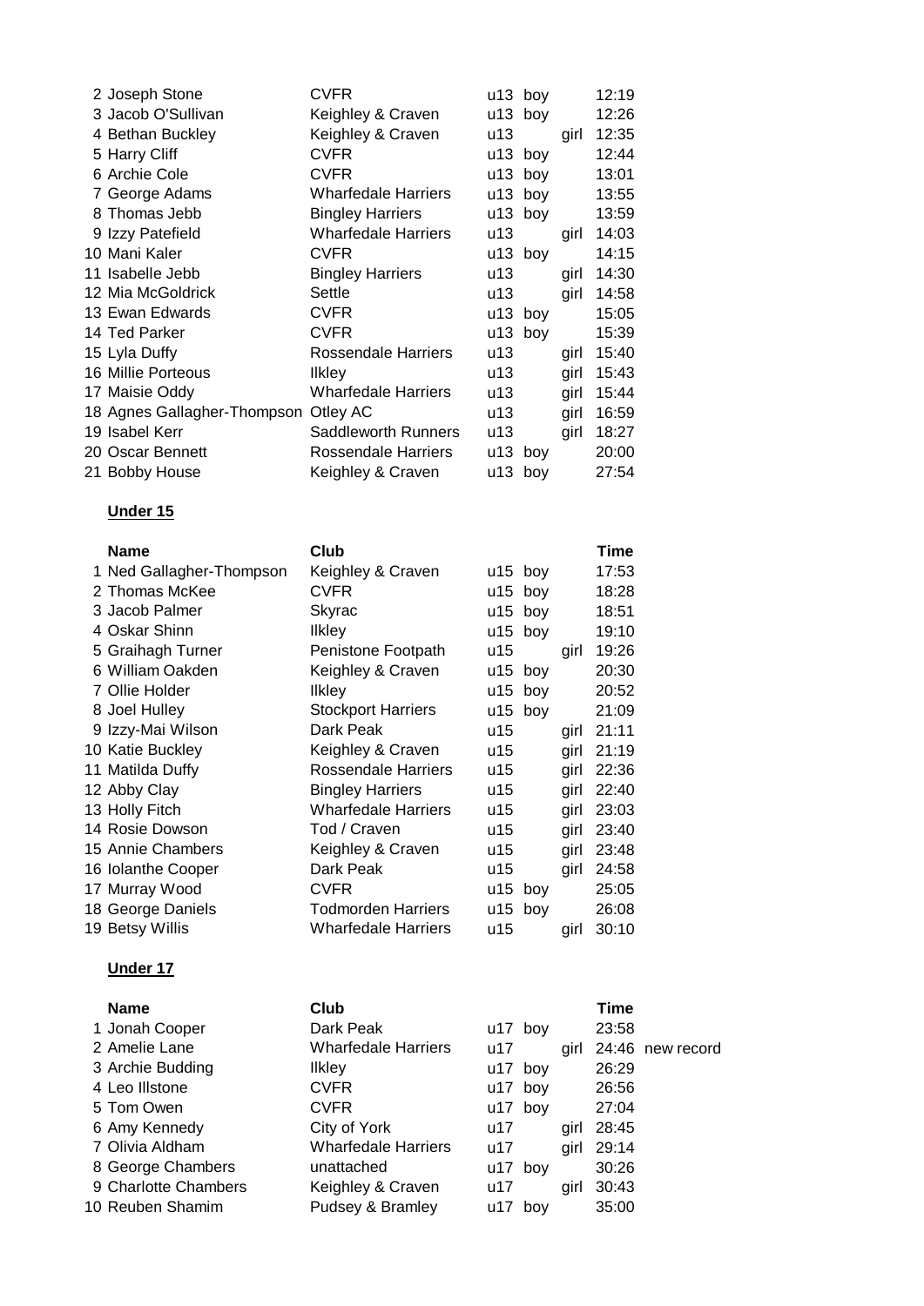| | | | | | | |
|---|---|---|---|---|---|---|
| 2 | Joseph Stone | CVFR | u13 | boy | | 12:19 |
| 3 | Jacob O'Sullivan | Keighley & Craven | u13 | boy | | 12:26 |
| 4 | Bethan Buckley | Keighley & Craven | u13 | | girl | 12:35 |
| 5 | Harry Cliff | CVFR | u13 | boy | | 12:44 |
| 6 | Archie Cole | CVFR | u13 | boy | | 13:01 |
| 7 | George Adams | Wharfedale Harriers | u13 | boy | | 13:55 |
| 8 | Thomas Jebb | Bingley Harriers | u13 | boy | | 13:59 |
| 9 | Izzy Patefield | Wharfedale Harriers | u13 | | girl | 14:03 |
| 10 | Mani Kaler | CVFR | u13 | boy | | 14:15 |
| 11 | Isabelle Jebb | Bingley Harriers | u13 | | girl | 14:30 |
| 12 | Mia McGoldrick | Settle | u13 | | girl | 14:58 |
| 13 | Ewan Edwards | CVFR | u13 | boy | | 15:05 |
| 14 | Ted Parker | CVFR | u13 | boy | | 15:39 |
| 15 | Lyla Duffy | Rossendale Harriers | u13 | | girl | 15:40 |
| 16 | Millie Porteous | Ilkley | u13 | | girl | 15:43 |
| 17 | Maisie Oddy | Wharfedale Harriers | u13 | | girl | 15:44 |
| 18 | Agnes Gallagher-Thompson | Otley AC | u13 | | girl | 16:59 |
| 19 | Isabel Kerr | Saddleworth Runners | u13 | | girl | 18:27 |
| 20 | Oscar Bennett | Rossendale Harriers | u13 | boy | | 20:00 |
| 21 | Bobby House | Keighley & Craven | u13 | boy | | 27:54 |

**Under 15**

| | Name | Club | | | | Time |
|---|---|---|---|---|---|---|
| 1 | Ned Gallagher-Thompson | Keighley & Craven | u15 | boy | | 17:53 |
| 2 | Thomas McKee | CVFR | u15 | boy | | 18:28 |
| 3 | Jacob Palmer | Skyrac | u15 | boy | | 18:51 |
| 4 | Oskar Shinn | Ilkley | u15 | boy | | 19:10 |
| 5 | Graihagh Turner | Penistone Footpath | u15 | | girl | 19:26 |
| 6 | William Oakden | Keighley & Craven | u15 | boy | | 20:30 |
| 7 | Ollie Holder | Ilkley | u15 | boy | | 20:52 |
| 8 | Joel Hulley | Stockport Harriers | u15 | boy | | 21:09 |
| 9 | Izzy-Mai Wilson | Dark Peak | u15 | | girl | 21:11 |
| 10 | Katie Buckley | Keighley & Craven | u15 | | girl | 21:19 |
| 11 | Matilda Duffy | Rossendale Harriers | u15 | | girl | 22:36 |
| 12 | Abby Clay | Bingley Harriers | u15 | | girl | 22:40 |
| 13 | Holly Fitch | Wharfedale Harriers | u15 | | girl | 23:03 |
| 14 | Rosie Dowson | Tod / Craven | u15 | | girl | 23:40 |
| 15 | Annie Chambers | Keighley & Craven | u15 | | girl | 23:48 |
| 16 | Iolanthe Cooper | Dark Peak | u15 | | girl | 24:58 |
| 17 | Murray Wood | CVFR | u15 | boy | | 25:05 |
| 18 | George Daniels | Todmorden Harriers | u15 | boy | | 26:08 |
| 19 | Betsy Willis | Wharfedale Harriers | u15 | | girl | 30:10 |

**Under 17**

| | Name | Club | | | | Time | |
|---|---|---|---|---|---|---|---|
| 1 | Jonah Cooper | Dark Peak | u17 | boy | | 23:58 | |
| 2 | Amelie Lane | Wharfedale Harriers | u17 | | girl | 24:46 | new record |
| 3 | Archie Budding | Ilkley | u17 | boy | | 26:29 | |
| 4 | Leo Illstone | CVFR | u17 | boy | | 26:56 | |
| 5 | Tom Owen | CVFR | u17 | boy | | 27:04 | |
| 6 | Amy Kennedy | City of York | u17 | | girl | 28:45 | |
| 7 | Olivia Aldham | Wharfedale Harriers | u17 | | girl | 29:14 | |
| 8 | George Chambers | unattached | u17 | boy | | 30:26 | |
| 9 | Charlotte Chambers | Keighley & Craven | u17 | | girl | 30:43 | |
| 10 | Reuben Shamim | Pudsey & Bramley | u17 | boy | | 35:00 | |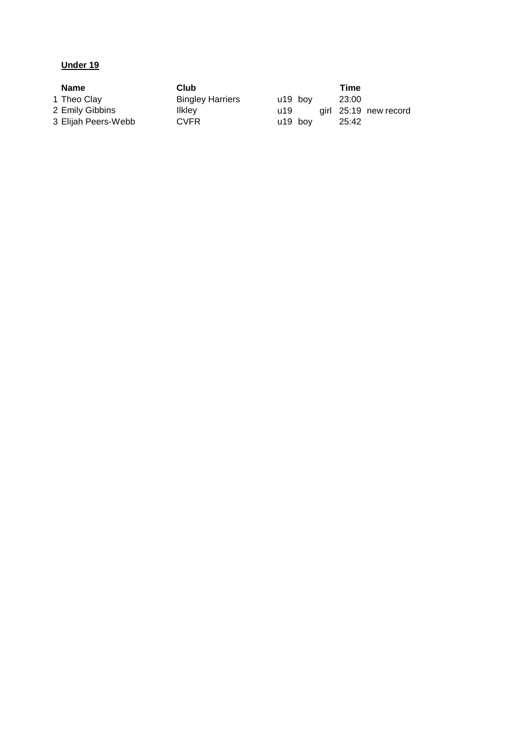**Under 19**

| | Name | Club | | | | Time | |
|---|---|---|---|---|---|---|---|
| 1 | Theo Clay | Bingley Harriers | u19 | boy | | 23:00 | |
| 2 | Emily Gibbins | Ilkley | u19 | | girl | 25:19 | new record |
| 3 | Elijah Peers-Webb | CVFR | u19 | boy | | 25:42 | |